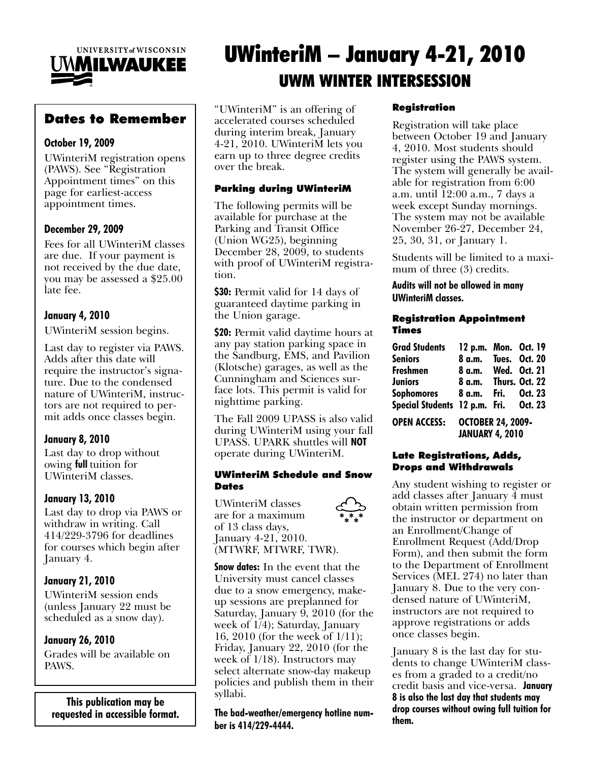UNIVERSITY of WISCONSIN UWMILWAUKEE

# UWinteriM – January 4-21, 2010

## UWM WINTER INTERSESSION

### Dates to Remember

**October 19, 2009**

UWinteriM registration opens (PAWS). See "Registration Appointment times" on this page for earliest-access appointment times.

**December 29, 2009**

Fees for all UWinteriM classes are due. If your payment is not received by the due date, you may be assessed a $25.00 late fee.

**January 4, 2010**

UWinteriM session begins.

Last day to register via PAWS. Adds after this date will require the instructor's signature. Due to the condensed nature of UWinteriM, instructors are not required to permit adds once classes begin.

**January 8, 2010**

Last day to drop without owing **full** tuition for UWinteriM classes.

**January 13, 2010**

Last day to drop via PAWS or withdraw in writing. Call 414/229-3796 for deadlines for courses which begin after January 4.

**January 21, 2010**

UWinteriM session ends (unless January 22 must be scheduled as a snow day).

**January 26, 2010**

Grades will be available on PAWS.

**This publication may be requested in accessible format.**

"UWinteriM" is an offering of accelerated courses scheduled during interim break, January 4-21, 2010. UWinteriM lets you earn up to three degree credits over the break.

### Parking during UWinteriM

The following permits will be available for purchase at the Parking and Transit Office (Union WG25), beginning December 28, 2009, to students with proof of UWinteriM registration.

**$30:** Permit valid for 14 days of guaranteed daytime parking in the Union garage.

**$20:** Permit valid daytime hours at any pay station parking space in the Sandburg, EMS, and Pavilion (Klotsche) garages, as well as the Cunningham and Sciences surface lots. This permit is valid for nighttime parking.

The Fall 2009 UPASS is also valid during UWinteriM using your fall UPASS. UPARK shuttles will **NOT** operate during UWinteriM.

### UWinteriM Schedule and Snow Dates

UWinteriM classes are for a maximum of 13 class days, January 4-21, 2010. (MTWRF, MTWRF, TWR).

**Snow dates:** In the event that the University must cancel classes due to a snow emergency, make-up sessions are preplanned for Saturday, January 9, 2010 (for the week of 1/4); Saturday, January 16, 2010 (for the week of 1/11); Friday, January 22, 2010 (for the week of 1/18). Instructors may select alternate snow-day makeup policies and publish them in their syllabi.

**The bad-weather/emergency hotline number is 414/229-4444.**

### Registration

Registration will take place between October 19 and January 4, 2010. Most students should register using the PAWS system. The system will generally be available for registration from 6:00 a.m. until 12:00 a.m., 7 days a week except Sunday mornings. The system may not be available November 26-27, December 24, 25, 30, 31, or January 1.

Students will be limited to a maximum of three (3) credits.

**Audits will not be allowed in many UWinteriM classes.**

### Registration Appointment Times

| | | | |
|---|---|---|---|
| **Grad Students** | **12 p.m.** | **Mon.** | **Oct. 19** |
| **Seniors** | **8 a.m.** | **Tues.** | **Oct. 20** |
| **Freshmen** | **8 a.m.** | **Wed.** | **Oct. 21** |
| **Juniors** | **8 a.m.** | **Thurs.** | **Oct. 22** |
| **Sophomores** | **8 a.m.** | **Fri.** | **Oct. 23** |
| **Special Students** | **12 p.m.** | **Fri.** | **Oct. 23** |

**OPEN ACCESS: OCTOBER 24, 2009-JANUARY 4, 2010**

### Late Registrations, Adds, Drops and Withdrawals

Any student wishing to register or add classes after January 4 must obtain written permission from the instructor or department on an Enrollment/Change of Enrollment Request (Add/Drop Form), and then submit the form to the Department of Enrollment Services (MEL 274) no later than January 8. Due to the very condensed nature of UWinteriM, instructors are not required to approve registrations or adds once classes begin.

January 8 is the last day for students to change UWinteriM classes from a graded to a credit/no credit basis and vice-versa. **January 8 is also the last day that students may drop courses without owing full tuition for them.**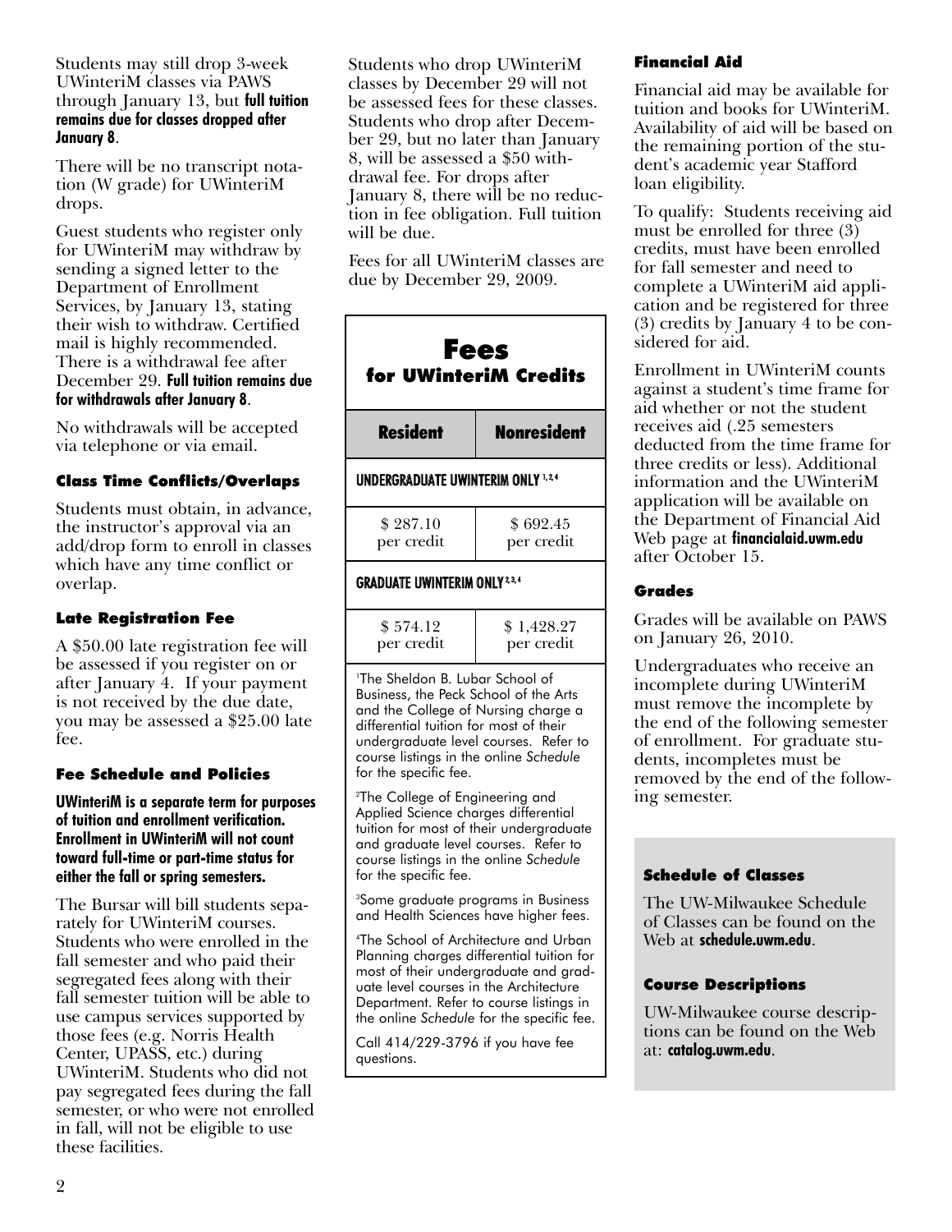Students may still drop 3-week UWinteriM classes via PAWS through January 13, but **full tuition remains due for classes dropped after January 8**.

There will be no transcript notation (W grade) for UWinteriM drops.

Guest students who register only for UWinteriM may withdraw by sending a signed letter to the Department of Enrollment Services, by January 13, stating their wish to withdraw. Certified mail is highly recommended. There is a withdrawal fee after December 29. **Full tuition remains due for withdrawals after January 8**.

No withdrawals will be accepted via telephone or via email.

### Class Time Conflicts/Overlaps

Students must obtain, in advance, the instructor's approval via an add/drop form to enroll in classes which have any time conflict or overlap.

### Late Registration Fee

A $50.00 late registration fee will be assessed if you register on or after January 4. If your payment is not received by the due date, you may be assessed a $25.00 late fee.

### Fee Schedule and Policies

**UWinteriM is a separate term for purposes of tuition and enrollment verification. Enrollment in UWinteriM will not count toward full-time or part-time status for either the fall or spring semesters.**

The Bursar will bill students separately for UWinteriM courses. Students who were enrolled in the fall semester and who paid their segregated fees along with their fall semester tuition will be able to use campus services supported by those fees (e.g. Norris Health Center, UPASS, etc.) during UWinteriM. Students who did not pay segregated fees during the fall semester, or who were not enrolled in fall, will not be eligible to use these facilities.

Students who drop UWinteriM classes by December 29 will not be assessed fees for these classes. Students who drop after December 29, but no later than January 8, will be assessed a $50 withdrawal fee. For drops after January 8, there will be no reduction in fee obligation. Full tuition will be due.

Fees for all UWinteriM classes are due by December 29, 2009.

## Fees for UWinteriM Credits

| Resident | Nonresident |
|---|---|
| **UNDERGRADUATE UWINTERIM ONLY [1,2,4]** | |
| $ 287.10 per credit | $ 692.45 per credit |
| **GRADUATE UWINTERIM ONLY [2,3,4]** | |
| $ 574.12 per credit | $ 1,428.27 per credit |

[1]The Sheldon B. Lubar School of Business, the Peck School of the Arts and the College of Nursing charge a differential tuition for most of their undergraduate level courses. Refer to course listings in the online *Schedule* for the specific fee.

[2]The College of Engineering and Applied Science charges differential tuition for most of their undergraduate and graduate level courses. Refer to course listings in the online *Schedule* for the specific fee.

[3]Some graduate programs in Business and Health Sciences have higher fees.

[4]The School of Architecture and Urban Planning charges differential tuition for most of their undergraduate and graduate level courses in the Architecture Department. Refer to course listings in the online *Schedule* for the specific fee.

Call 414/229-3796 if you have fee questions.

### Financial Aid

Financial aid may be available for tuition and books for UWinteriM. Availability of aid will be based on the remaining portion of the student's academic year Stafford loan eligibility.

To qualify: Students receiving aid must be enrolled for three (3) credits, must have been enrolled for fall semester and need to complete a UWinteriM aid application and be registered for three (3) credits by January 4 to be considered for aid.

Enrollment in UWinteriM counts against a student's time frame for aid whether or not the student receives aid (.25 semesters deducted from the time frame for three credits or less). Additional information and the UWinteriM application will be available on the Department of Financial Aid Web page at **financialaid.uwm.edu** after October 15.

### Grades

Grades will be available on PAWS on January 26, 2010.

Undergraduates who receive an incomplete during UWinteriM must remove the incomplete by the end of the following semester of enrollment. For graduate students, incompletes must be removed by the end of the following semester.

### Schedule of Classes

The UW-Milwaukee Schedule of Classes can be found on the Web at **schedule.uwm.edu**.

### Course Descriptions

UW-Milwaukee course descriptions can be found on the Web at: **catalog.uwm.edu**.